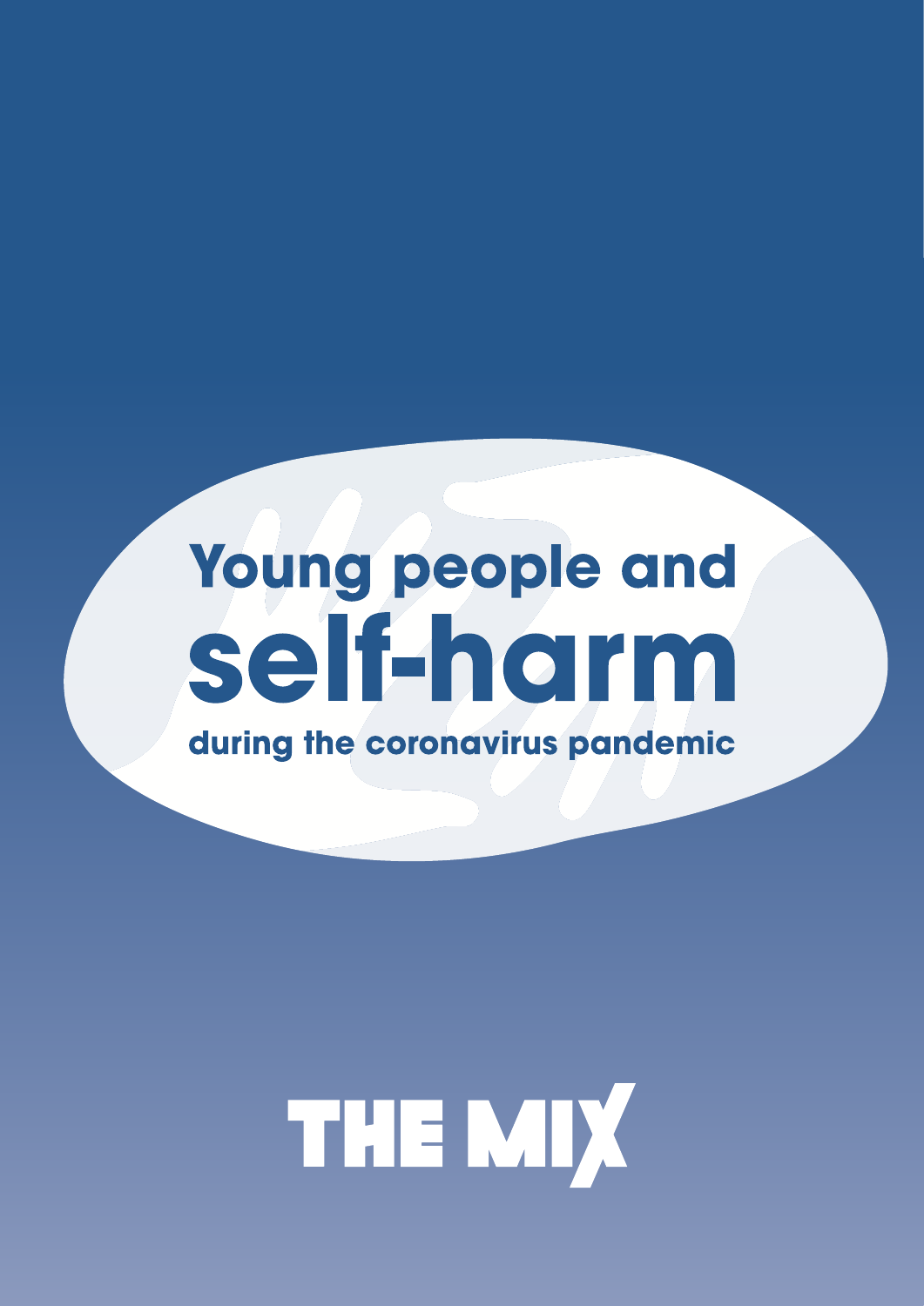# Young people and self-harm

during the coronavirus pandemic

THE MIX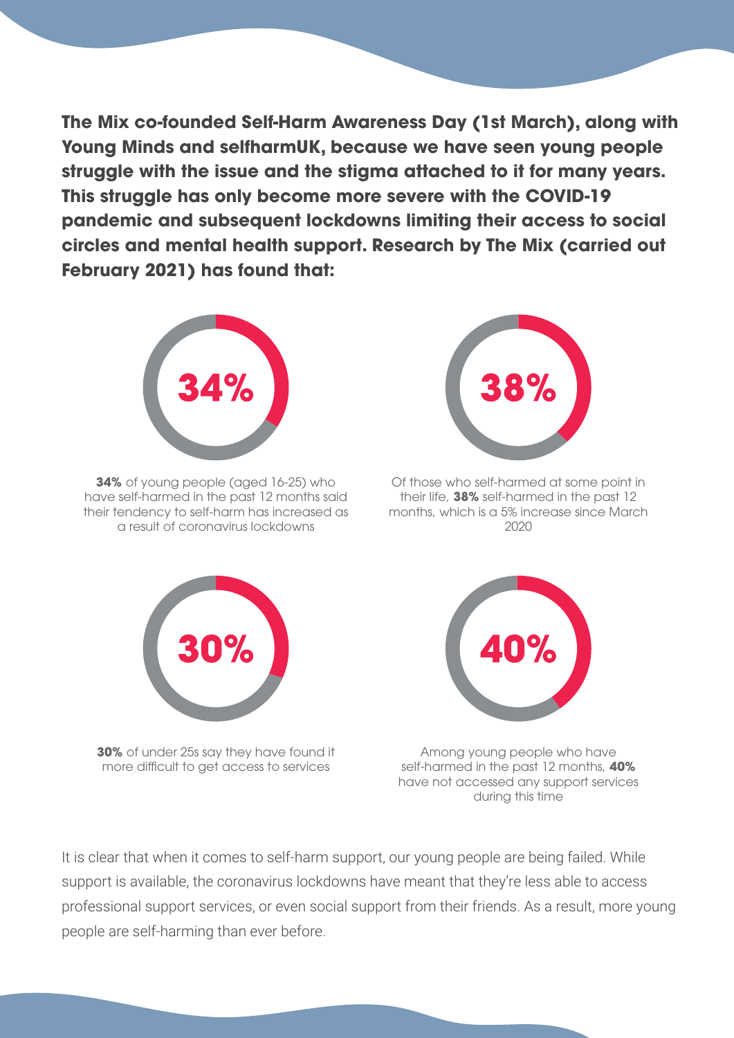**The Mix co-founded Self-Harm Awareness Day (1st March), along with Young Minds and selfharmUK, because we have seen young people struggle with the issue and the stigma attached to it for many years. This struggle has only become more severe with the COVID-19 pandemic and subsequent lockdowns limiting their access to social circles and mental health support. Research by The Mix (carried out February 2021) has found that:**

34%

**34%** of young people (aged 16-25) who have self-harmed in the past 12 months said their tendency to self-harm has increased as a result of coronavirus lockdowns

38%

Of those who self-harmed at some point in their life, **38%** self-harmed in the past 12 months, which is a 5% increase since March 2020

30%

**30%** of under 25s say they have found it more difficult to get access to services

40%

Among young people who have self-harmed in the past 12 months, **40%** have not accessed any support services during this time

It is clear that when it comes to self-harm support, our young people are being failed. While support is available, the coronavirus lockdowns have meant that they're less able to access professional support services, or even social support from their friends. As a result, more young people are self-harming than ever before.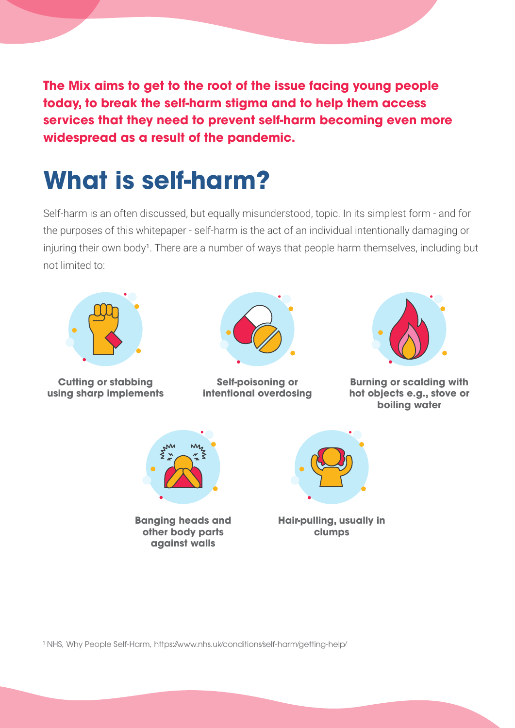**The Mix aims to get to the root of the issue facing young people today, to break the self-harm stigma and to help them access services that they need to prevent self-harm becoming even more widespread as a result of the pandemic.**

# What is self-harm?

Self-harm is an often discussed, but equally misunderstood, topic. In its simplest form - and for the purposes of this whitepaper - self-harm is the act of an individual intentionally damaging or injuring their own body[1]. There are a number of ways that people harm themselves, including but not limited to:

- **Cutting or stabbing using sharp implements**
- **Self-poisoning or intentional overdosing**
- **Burning or scalding with hot objects e.g., stove or boiling water**
- **Banging heads and other body parts against walls**
- **Hair-pulling, usually in clumps**

[1] NHS, Why People Self-Harm, https://www.nhs.uk/conditions/self-harm/getting-help/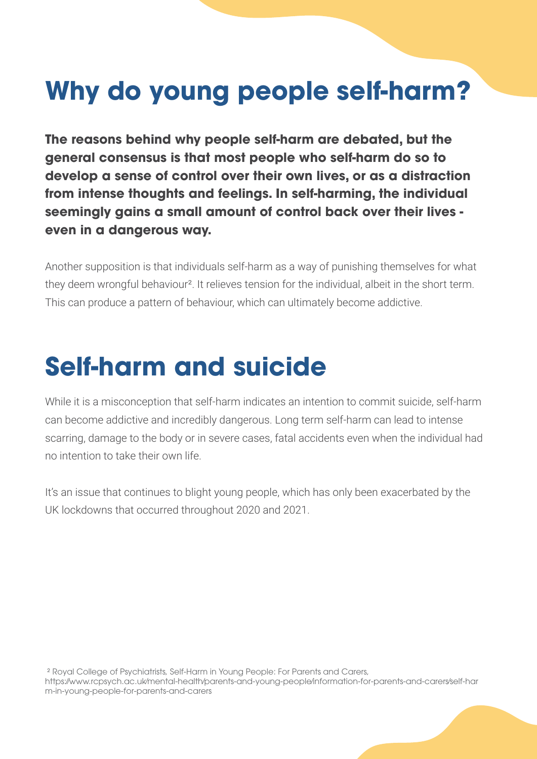# Why do young people self-harm?

**The reasons behind why people self-harm are debated, but the general consensus is that most people who self-harm do so to develop a sense of control over their own lives, or as a distraction from intense thoughts and feelings. In self-harming, the individual seemingly gains a small amount of control back over their lives - even in a dangerous way.**

Another supposition is that individuals self-harm as a way of punishing themselves for what they deem wrongful behaviour[2]. It relieves tension for the individual, albeit in the short term. This can produce a pattern of behaviour, which can ultimately become addictive.

# Self-harm and suicide

While it is a misconception that self-harm indicates an intention to commit suicide, self-harm can become addictive and incredibly dangerous. Long term self-harm can lead to intense scarring, damage to the body or in severe cases, fatal accidents even when the individual had no intention to take their own life.

It's an issue that continues to blight young people, which has only been exacerbated by the UK lockdowns that occurred throughout 2020 and 2021.

[2] Royal College of Psychiatrists, Self-Harm in Young People: For Parents and Carers, https://www.rcpsych.ac.uk/mental-health/parents-and-young-people/information-for-parents-and-carers/self-harm-in-young-people-for-parents-and-carers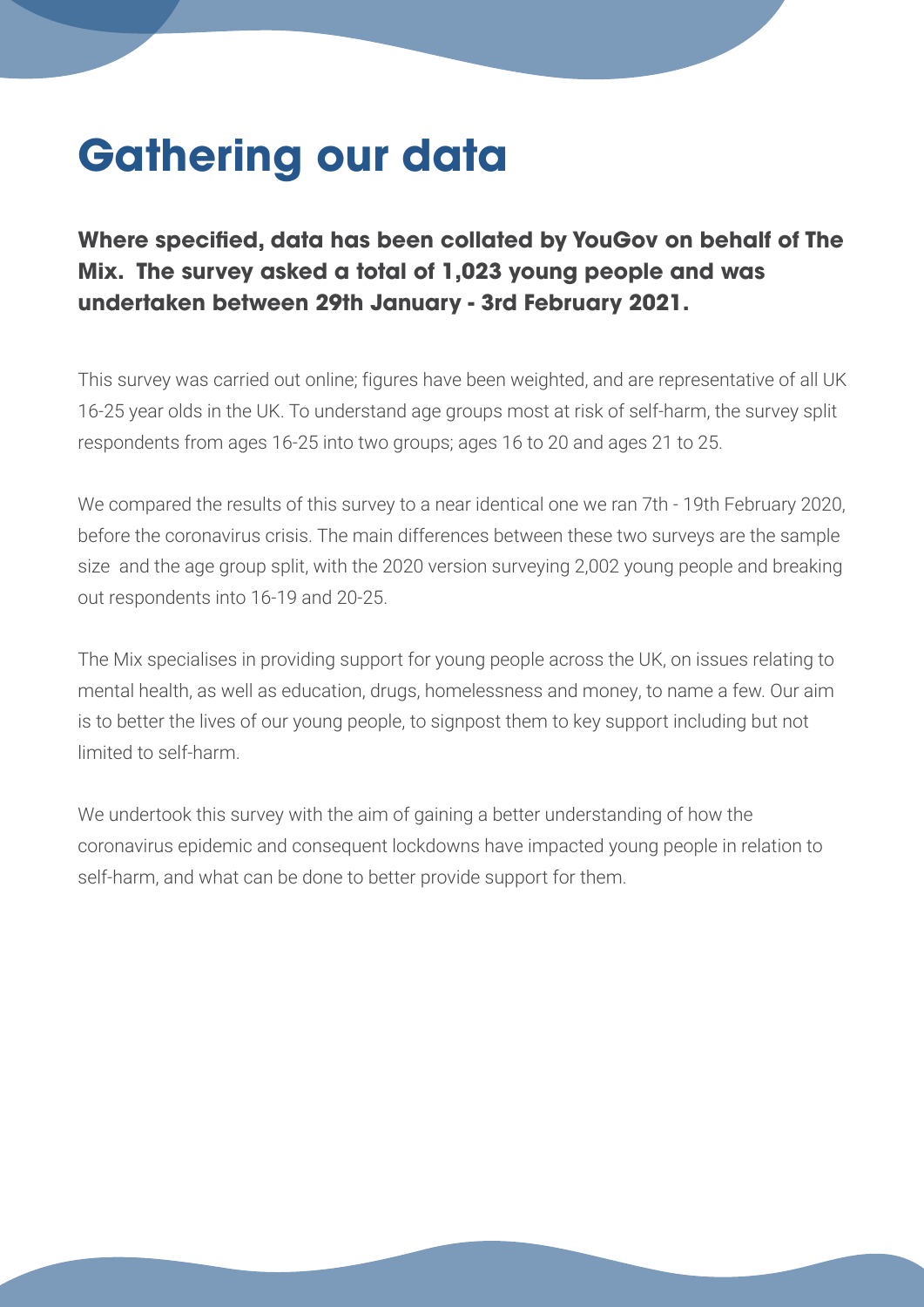# Gathering our data

**Where specified, data has been collated by YouGov on behalf of The Mix. The survey asked a total of 1,023 young people and was undertaken between 29th January - 3rd February 2021.**

This survey was carried out online; figures have been weighted, and are representative of all UK 16-25 year olds in the UK. To understand age groups most at risk of self-harm, the survey split respondents from ages 16-25 into two groups; ages 16 to 20 and ages 21 to 25.

We compared the results of this survey to a near identical one we ran 7th - 19th February 2020, before the coronavirus crisis. The main differences between these two surveys are the sample size and the age group split, with the 2020 version surveying 2,002 young people and breaking out respondents into 16-19 and 20-25.

The Mix specialises in providing support for young people across the UK, on issues relating to mental health, as well as education, drugs, homelessness and money, to name a few. Our aim is to better the lives of our young people, to signpost them to key support including but not limited to self-harm.

We undertook this survey with the aim of gaining a better understanding of how the coronavirus epidemic and consequent lockdowns have impacted young people in relation to self-harm, and what can be done to better provide support for them.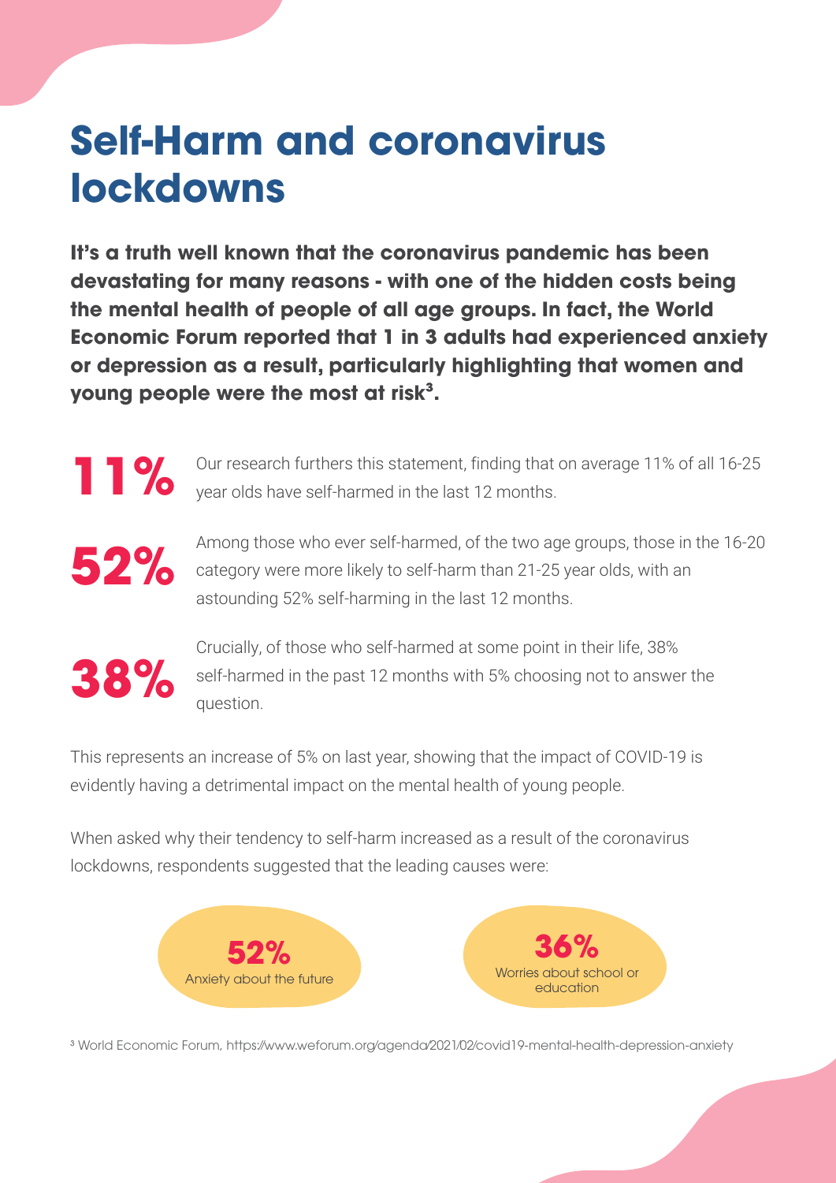# Self-Harm and coronavirus lockdowns

**It's a truth well known that the coronavirus pandemic has been devastating for many reasons - with one of the hidden costs being the mental health of people of all age groups. In fact, the World Economic Forum reported that 1 in 3 adults had experienced anxiety or depression as a result, particularly highlighting that women and young people were the most at risk[3].**

**11%**

Our research furthers this statement, finding that on average 11% of all 16-25 year olds have self-harmed in the last 12 months.

**52%**

Among those who ever self-harmed, of the two age groups, those in the 16-20 category were more likely to self-harm than 21-25 year olds, with an astounding 52% self-harming in the last 12 months.

**38%**

Crucially, of those who self-harmed at some point in their life, 38% self-harmed in the past 12 months with 5% choosing not to answer the question.

This represents an increase of 5% on last year, showing that the impact of COVID-19 is evidently having a detrimental impact on the mental health of young people.

When asked why their tendency to self-harm increased as a result of the coronavirus lockdowns, respondents suggested that the leading causes were:

**52%**
Anxiety about the future

**36%**
Worries about school or education

[3] World Economic Forum, https://www.weforum.org/agenda/2021/02/covid19-mental-health-depression-anxiety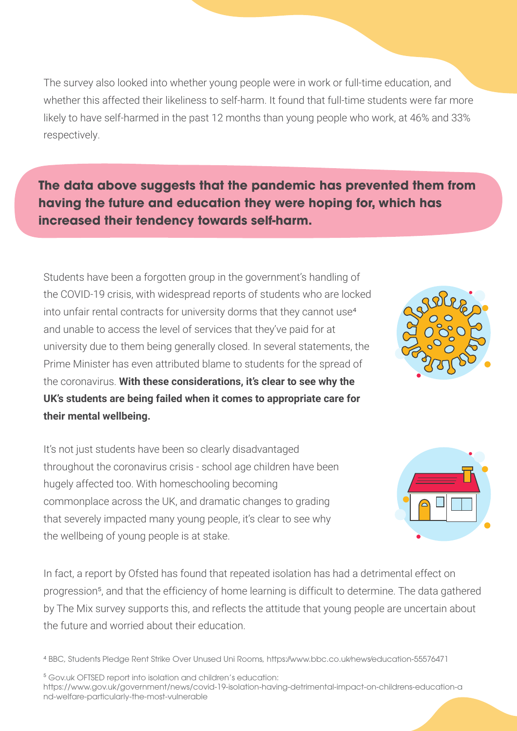The survey also looked into whether young people were in work or full-time education, and whether this affected their likeliness to self-harm. It found that full-time students were far more likely to have self-harmed in the past 12 months than young people who work, at 46% and 33% respectively.

**The data above suggests that the pandemic has prevented them from having the future and education they were hoping for, which has increased their tendency towards self-harm.**

Students have been a forgotten group in the government's handling of the COVID-19 crisis, with widespread reports of students who are locked into unfair rental contracts for university dorms that they cannot use[4] and unable to access the level of services that they've paid for at university due to them being generally closed. In several statements, the Prime Minister has even attributed blame to students for the spread of the coronavirus. **With these considerations, it's clear to see why the UK's students are being failed when it comes to appropriate care for their mental wellbeing.**

It's not just students have been so clearly disadvantaged throughout the coronavirus crisis - school age children have been hugely affected too. With homeschooling becoming commonplace across the UK, and dramatic changes to grading that severely impacted many young people, it's clear to see why the wellbeing of young people is at stake.

In fact, a report by Ofsted has found that repeated isolation has had a detrimental effect on progression[5], and that the efficiency of home learning is difficult to determine. The data gathered by The Mix survey supports this, and reflects the attitude that young people are uncertain about the future and worried about their education.

[4] BBC, Students Pledge Rent Strike Over Unused Uni Rooms, https://www.bbc.co.uk/news/education-55576471

[5] Gov.uk OFTSED report into isolation and children's education: https://www.gov.uk/government/news/covid-19-isolation-having-detrimental-impact-on-childrens-education-and-welfare-particularly-the-most-vulnerable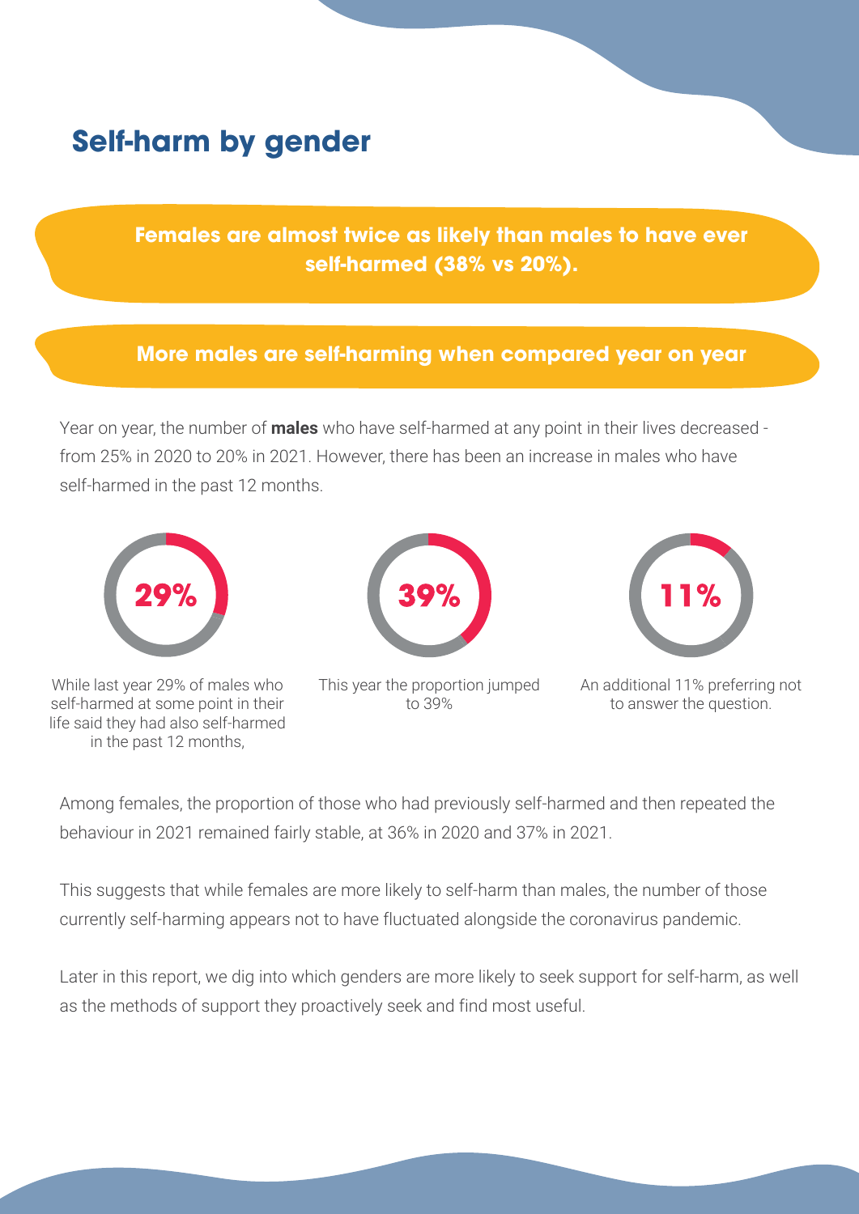## Self-harm by gender

**Females are almost twice as likely than males to have ever self-harmed (38% vs 20%).**

**More males are self-harming when compared year on year**

Year on year, the number of **males** who have self-harmed at any point in their lives decreased - from 25% in 2020 to 20% in 2021. However, there has been an increase in males who have self-harmed in the past 12 months.

29%

While last year 29% of males who self-harmed at some point in their life said they had also self-harmed in the past 12 months,

39%

This year the proportion jumped to 39%

11%

An additional 11% preferring not to answer the question.

Among females, the proportion of those who had previously self-harmed and then repeated the behaviour in 2021 remained fairly stable, at 36% in 2020 and 37% in 2021.

This suggests that while females are more likely to self-harm than males, the number of those currently self-harming appears not to have fluctuated alongside the coronavirus pandemic.

Later in this report, we dig into which genders are more likely to seek support for self-harm, as well as the methods of support they proactively seek and find most useful.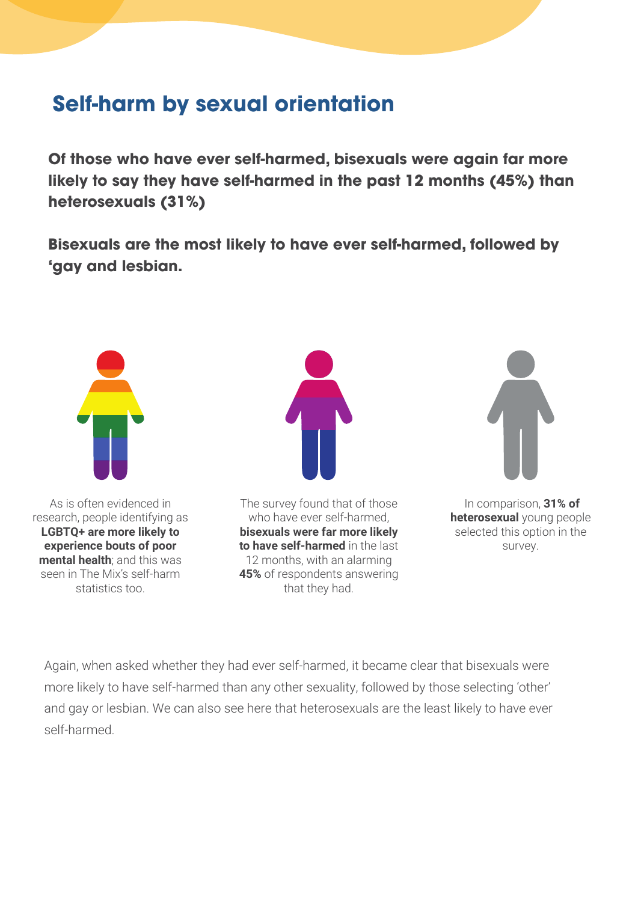## Self-harm by sexual orientation

**Of those who have ever self-harmed, bisexuals were again far more likely to say they have self-harmed in the past 12 months (45%) than heterosexuals (31%)**

**Bisexuals are the most likely to have ever self-harmed, followed by 'gay and lesbian.**

As is often evidenced in research, people identifying as **LGBTQ+ are more likely to experience bouts of poor mental health**; and this was seen in The Mix's self-harm statistics too.

The survey found that of those who have ever self-harmed, **bisexuals were far more likely to have self-harmed** in the last 12 months, with an alarming **45%** of respondents answering that they had.

In comparison, **31% of heterosexual** young people selected this option in the survey.

Again, when asked whether they had ever self-harmed, it became clear that bisexuals were more likely to have self-harmed than any other sexuality, followed by those selecting 'other' and gay or lesbian. We can also see here that heterosexuals are the least likely to have ever self-harmed.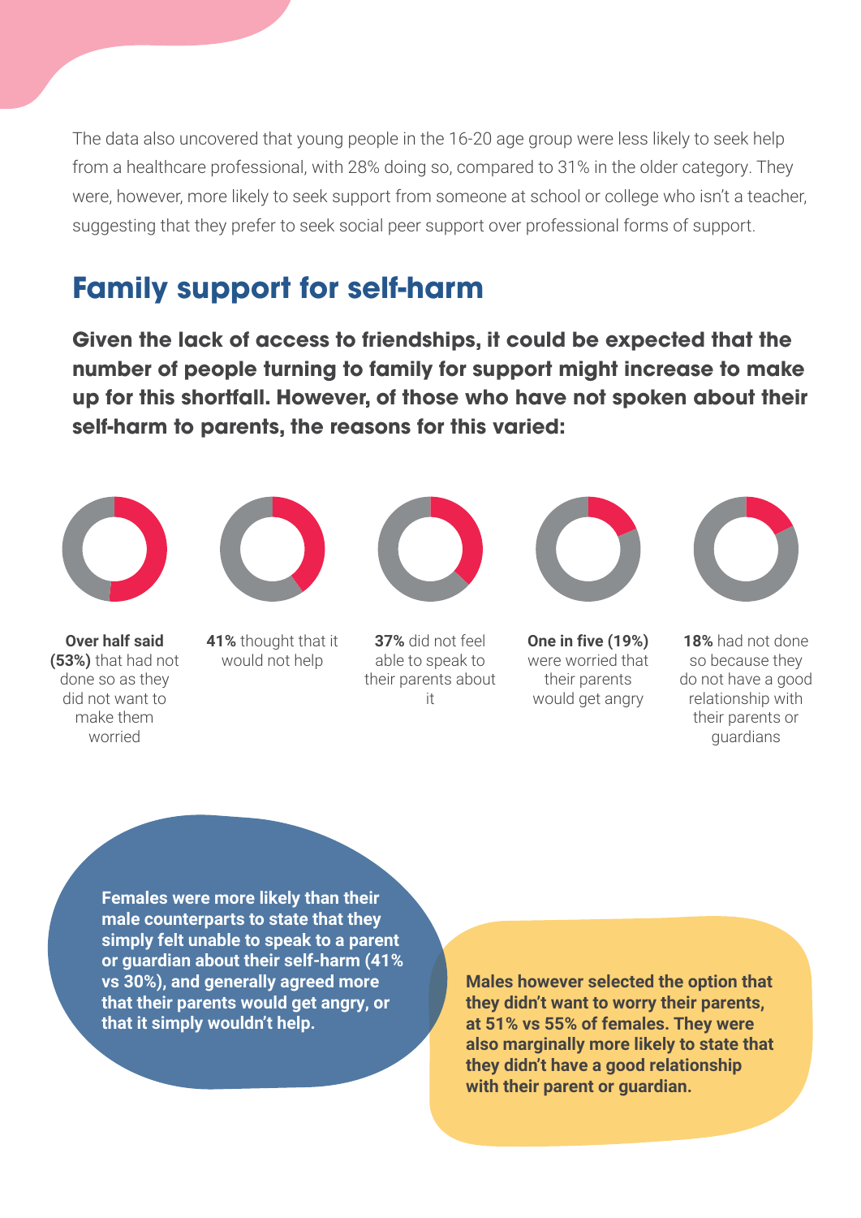The data also uncovered that young people in the 16-20 age group were less likely to seek help from a healthcare professional, with 28% doing so, compared to 31% in the older category. They were, however, more likely to seek support from someone at school or college who isn't a teacher, suggesting that they prefer to seek social peer support over professional forms of support.

## Family support for self-harm

**Given the lack of access to friendships, it could be expected that the number of people turning to family for support might increase to make up for this shortfall. However, of those who have not spoken about their self-harm to parents, the reasons for this varied:**

**Over half said (53%)** that had not done so as they did not want to make them worried

**41%** thought that it would not help

**37%** did not feel able to speak to their parents about it

**One in five (19%)** were worried that their parents would get angry

**18%** had not done so because they do not have a good relationship with their parents or guardians

**Females were more likely than their male counterparts to state that they simply felt unable to speak to a parent or guardian about their self-harm (41% vs 30%), and generally agreed more that their parents would get angry, or that it simply wouldn't help.**

**Males however selected the option that they didn't want to worry their parents, at 51% vs 55% of females. They were also marginally more likely to state that they didn't have a good relationship with their parent or guardian.**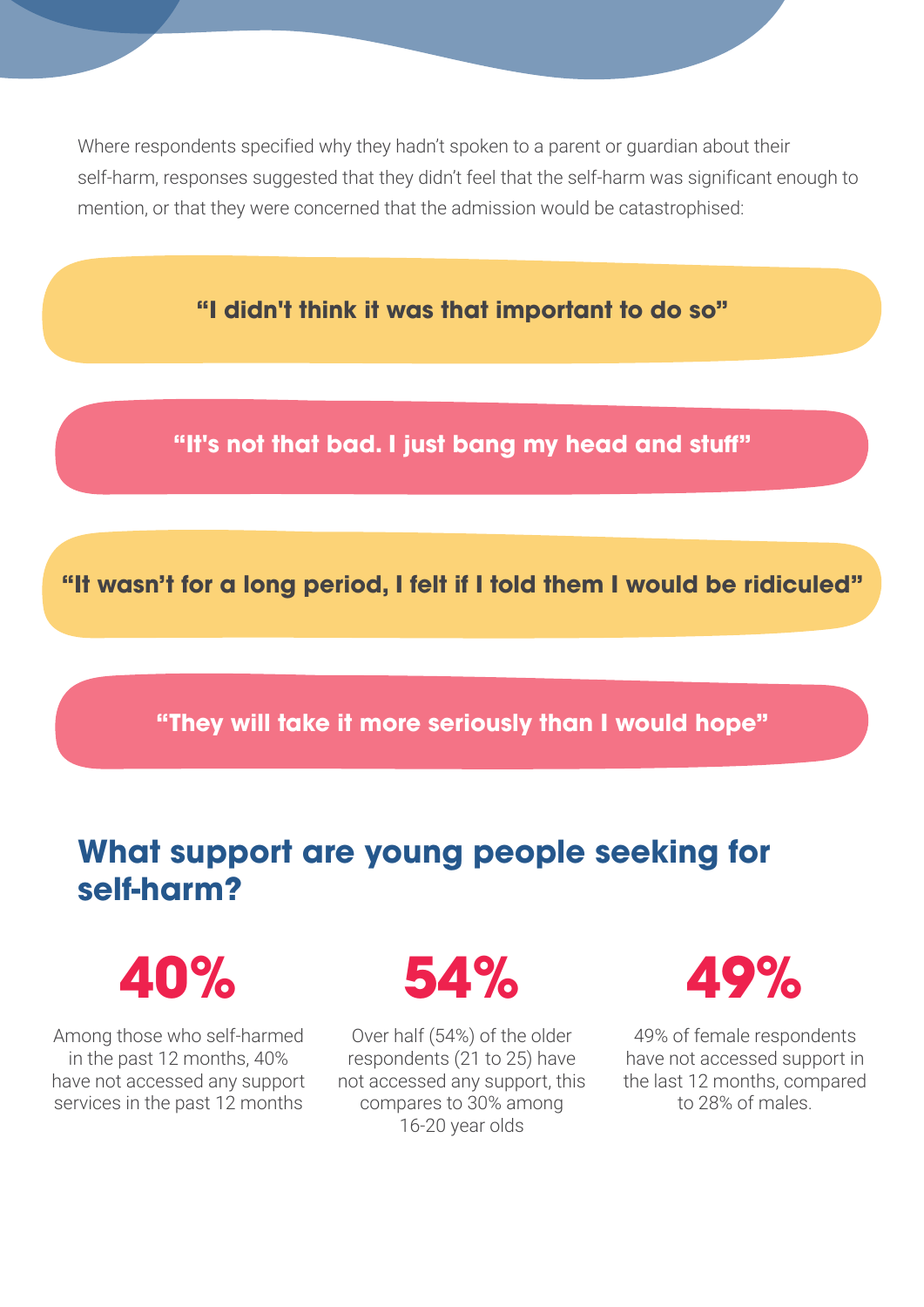Where respondents specified why they hadn't spoken to a parent or guardian about their self-harm, responses suggested that they didn't feel that the self-harm was significant enough to mention, or that they were concerned that the admission would be catastrophised:

**"I didn't think it was that important to do so"**

**"It's not that bad. I just bang my head and stuff"**

**"It wasn't for a long period, I felt if I told them I would be ridiculed"**

**"They will take it more seriously than I would hope"**

## What support are young people seeking for self-harm?

**40%**

Among those who self-harmed in the past 12 months, 40% have not accessed any support services in the past 12 months

**54%**

Over half (54%) of the older respondents (21 to 25) have not accessed any support, this compares to 30% among 16-20 year olds

**49%**

49% of female respondents have not accessed support in the last 12 months, compared to 28% of males.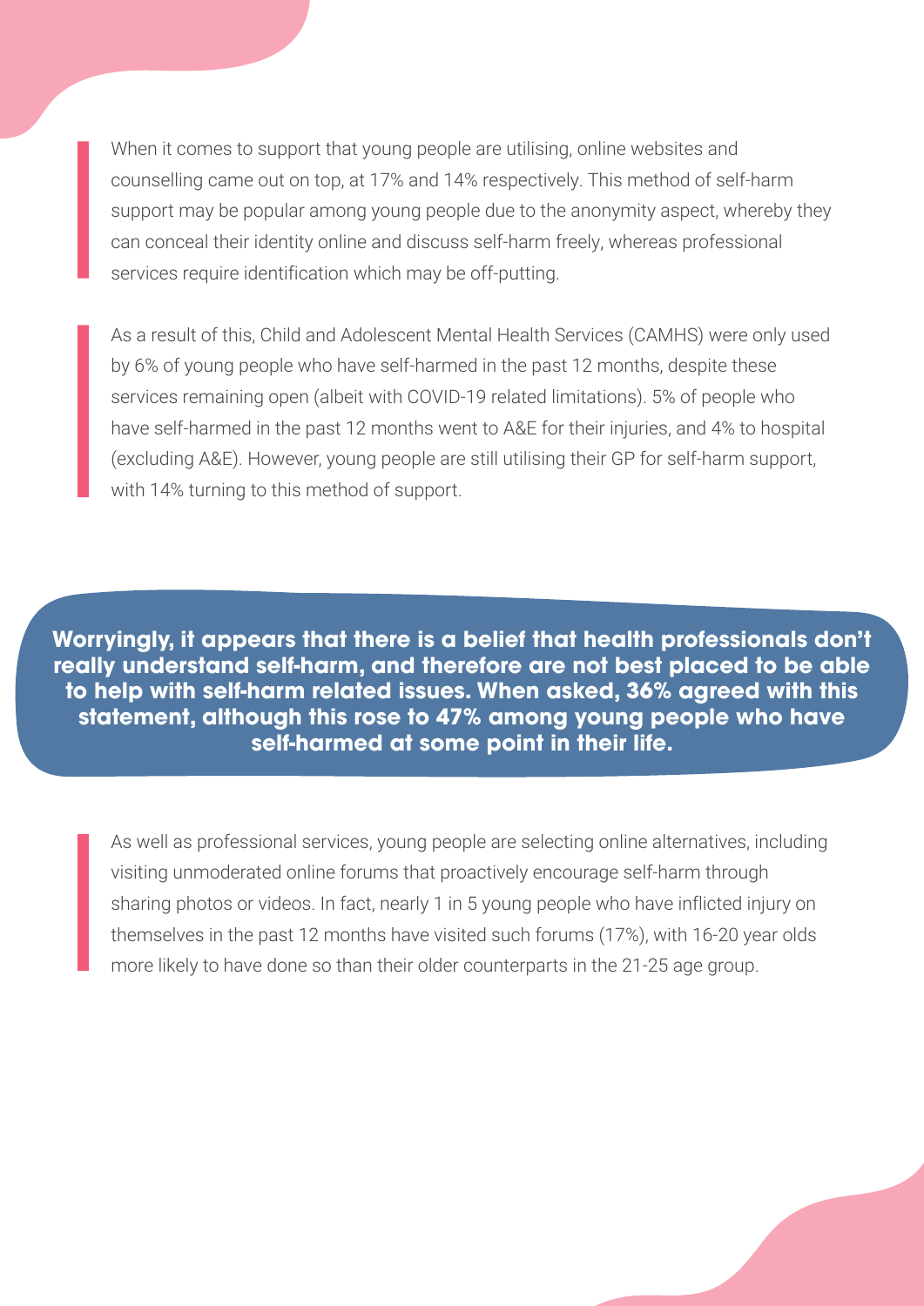When it comes to support that young people are utilising, online websites and counselling came out on top, at 17% and 14% respectively. This method of self-harm support may be popular among young people due to the anonymity aspect, whereby they can conceal their identity online and discuss self-harm freely, whereas professional services require identification which may be off-putting.

As a result of this, Child and Adolescent Mental Health Services (CAMHS) were only used by 6% of young people who have self-harmed in the past 12 months, despite these services remaining open (albeit with COVID-19 related limitations). 5% of people who have self-harmed in the past 12 months went to A&E for their injuries, and 4% to hospital (excluding A&E). However, young people are still utilising their GP for self-harm support, with 14% turning to this method of support.

**Worryingly, it appears that there is a belief that health professionals don't really understand self-harm, and therefore are not best placed to be able to help with self-harm related issues. When asked, 36% agreed with this statement, although this rose to 47% among young people who have self-harmed at some point in their life.**

As well as professional services, young people are selecting online alternatives, including visiting unmoderated online forums that proactively encourage self-harm through sharing photos or videos. In fact, nearly 1 in 5 young people who have inflicted injury on themselves in the past 12 months have visited such forums (17%), with 16-20 year olds more likely to have done so than their older counterparts in the 21-25 age group.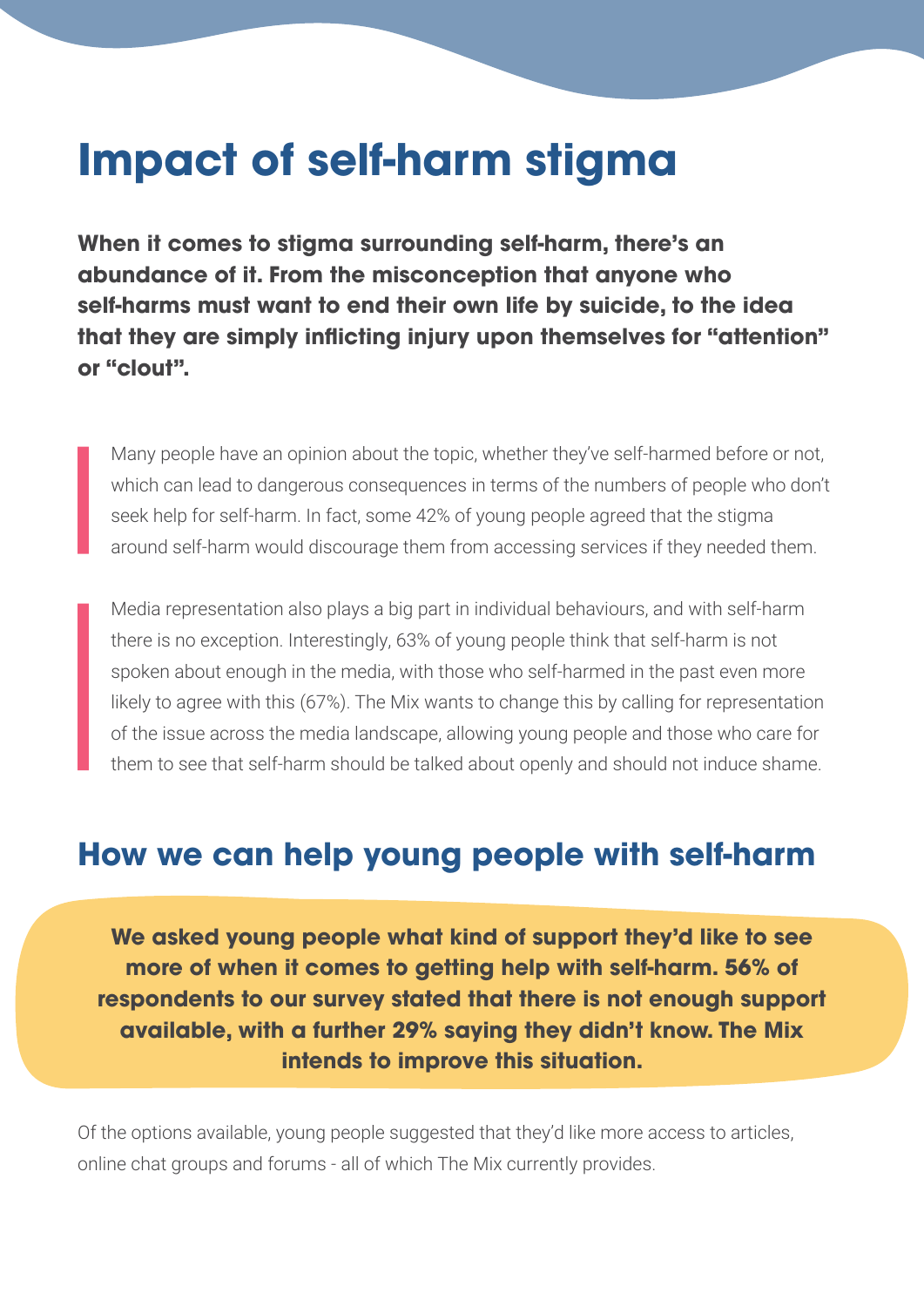# Impact of self-harm stigma

**When it comes to stigma surrounding self-harm, there's an abundance of it. From the misconception that anyone who self-harms must want to end their own life by suicide, to the idea that they are simply inflicting injury upon themselves for "attention" or "clout".**

Many people have an opinion about the topic, whether they've self-harmed before or not, which can lead to dangerous consequences in terms of the numbers of people who don't seek help for self-harm. In fact, some 42% of young people agreed that the stigma around self-harm would discourage them from accessing services if they needed them.

Media representation also plays a big part in individual behaviours, and with self-harm there is no exception. Interestingly, 63% of young people think that self-harm is not spoken about enough in the media, with those who self-harmed in the past even more likely to agree with this (67%). The Mix wants to change this by calling for representation of the issue across the media landscape, allowing young people and those who care for them to see that self-harm should be talked about openly and should not induce shame.

## How we can help young people with self-harm

**We asked young people what kind of support they'd like to see more of when it comes to getting help with self-harm. 56% of respondents to our survey stated that there is not enough support available, with a further 29% saying they didn't know. The Mix intends to improve this situation.**

Of the options available, young people suggested that they'd like more access to articles, online chat groups and forums - all of which The Mix currently provides.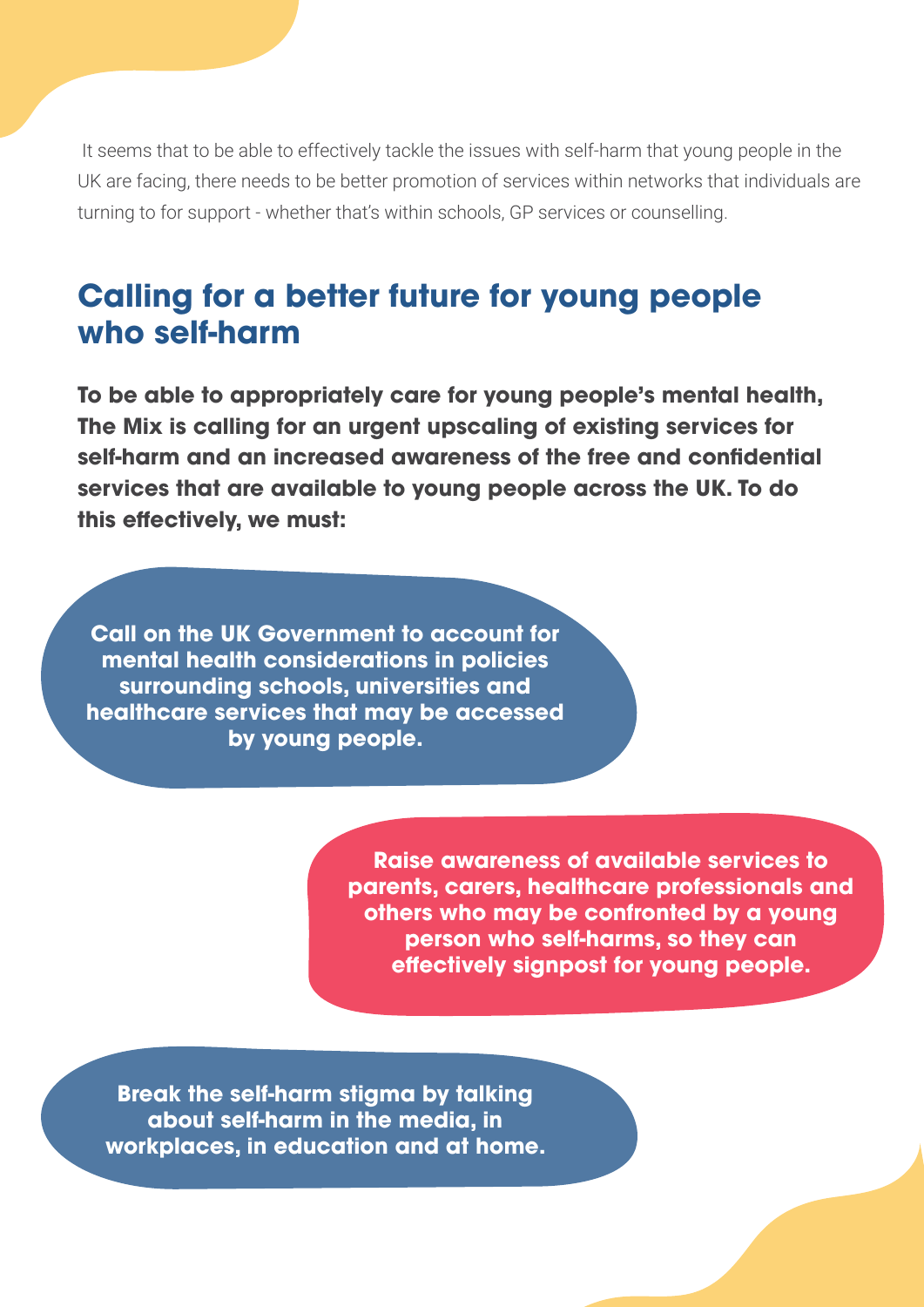It seems that to be able to effectively tackle the issues with self-harm that young people in the UK are facing, there needs to be better promotion of services within networks that individuals are turning to for support - whether that's within schools, GP services or counselling.

## Calling for a better future for young people who self-harm

**To be able to appropriately care for young people's mental health, The Mix is calling for an urgent upscaling of existing services for self-harm and an increased awareness of the free and confidential services that are available to young people across the UK. To do this effectively, we must:**

**Call on the UK Government to account for mental health considerations in policies surrounding schools, universities and healthcare services that may be accessed by young people.**

**Raise awareness of available services to parents, carers, healthcare professionals and others who may be confronted by a young person who self-harms, so they can effectively signpost for young people.**

**Break the self-harm stigma by talking about self-harm in the media, in workplaces, in education and at home.**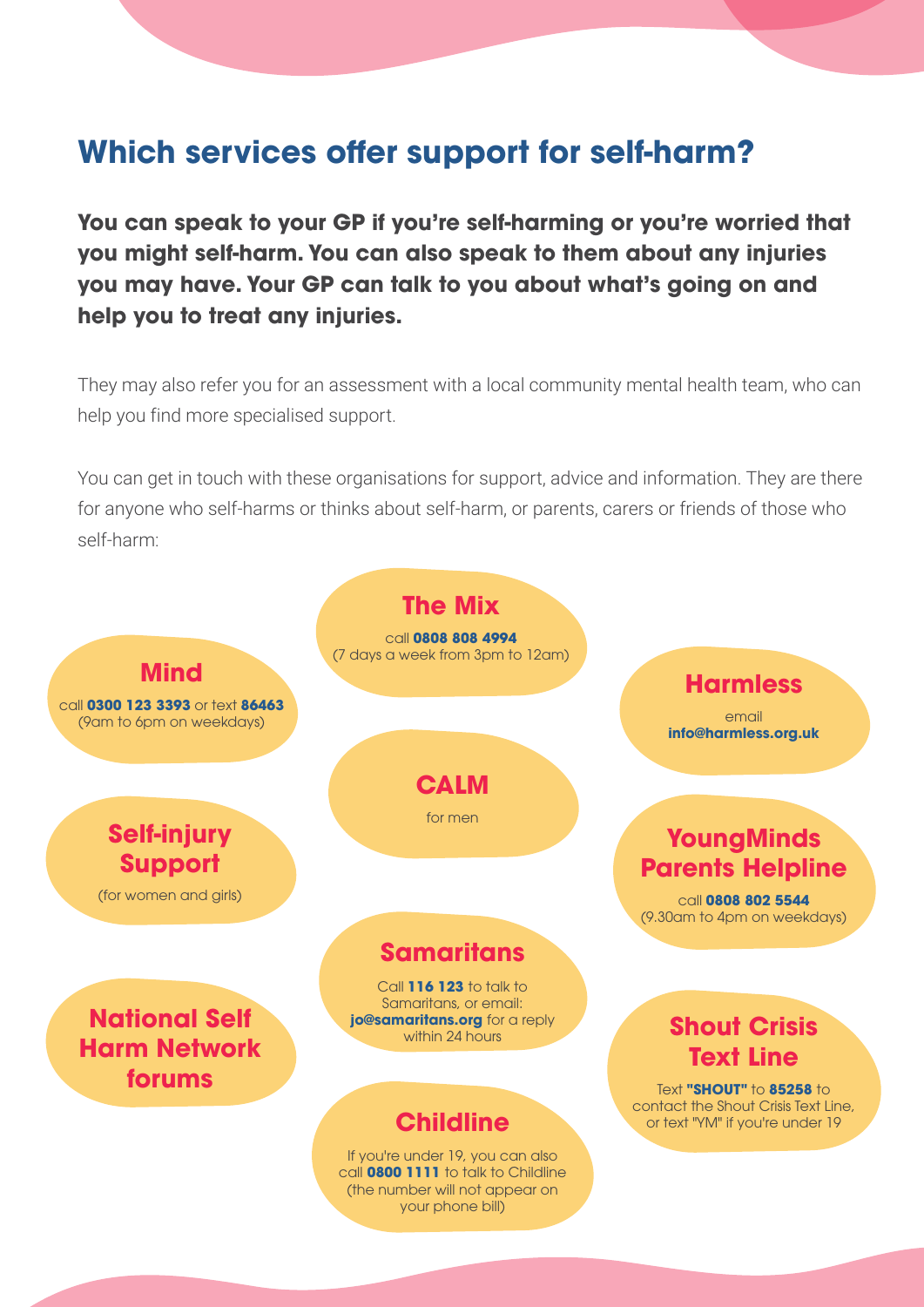## Which services offer support for self-harm?

**You can speak to your GP if you're self-harming or you're worried that you might self-harm. You can also speak to them about any injuries you may have. Your GP can talk to you about what's going on and help you to treat any injuries.**

They may also refer you for an assessment with a local community mental health team, who can help you find more specialised support.

You can get in touch with these organisations for support, advice and information. They are there for anyone who self-harms or thinks about self-harm, or parents, carers or friends of those who self-harm:

**Mind**
call **0300 123 3393** or text **86463** (9am to 6pm on weekdays)

**Self-injury Support**
(for women and girls)

**National Self Harm Network forums**

**The Mix**
call **0808 808 4994** (7 days a week from 3pm to 12am)

**CALM**
for men

**Samaritans**
Call **116 123** to talk to Samaritans, or email: **jo@samaritans.org** for a reply within 24 hours

**Childline**
If you're under 19, you can also call **0800 1111** to talk to Childline (the number will not appear on your phone bill)

**Harmless**
email **info@harmless.org.uk**

**YoungMinds Parents Helpline**
call **0808 802 5544** (9.30am to 4pm on weekdays)

**Shout Crisis Text Line**
Text **"SHOUT"** to **85258** to contact the Shout Crisis Text Line, or text "YM" if you're under 19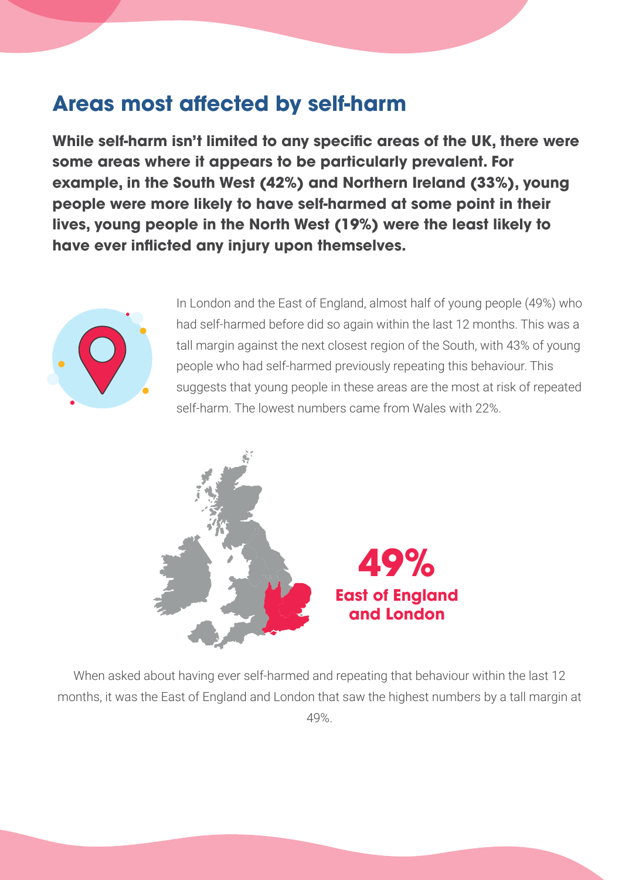## Areas most affected by self-harm

**While self-harm isn't limited to any specific areas of the UK, there were some areas where it appears to be particularly prevalent. For example, in the South West (42%) and Northern Ireland (33%), young people were more likely to have self-harmed at some point in their lives, young people in the North West (19%) were the least likely to have ever inflicted any injury upon themselves.**

In London and the East of England, almost half of young people (49%) who had self-harmed before did so again within the last 12 months. This was a tall margin against the next closest region of the South, with 43% of young people who had self-harmed previously repeating this behaviour. This suggests that young people in these areas are the most at risk of repeated self-harm. The lowest numbers came from Wales with 22%.

**49%**
**East of England and London**

When asked about having ever self-harmed and repeating that behaviour within the last 12 months, it was the East of England and London that saw the highest numbers by a tall margin at 49%.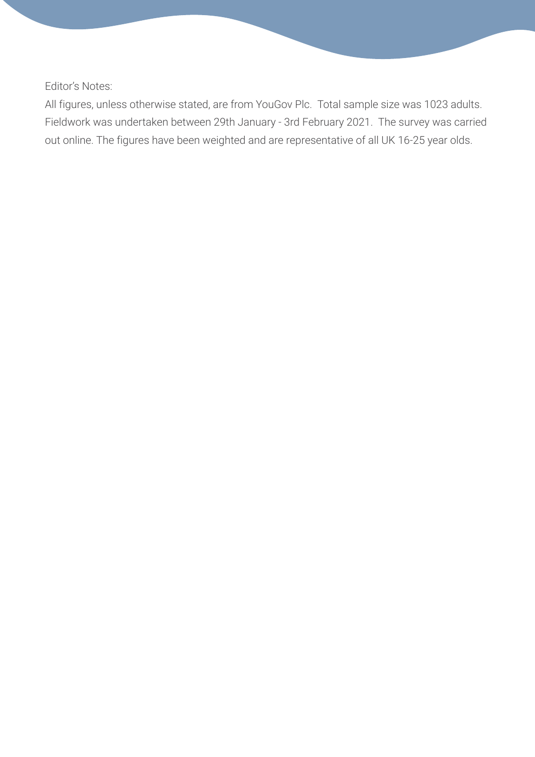Editor's Notes:

All figures, unless otherwise stated, are from YouGov Plc. Total sample size was 1023 adults. Fieldwork was undertaken between 29th January - 3rd February 2021. The survey was carried out online. The figures have been weighted and are representative of all UK 16-25 year olds.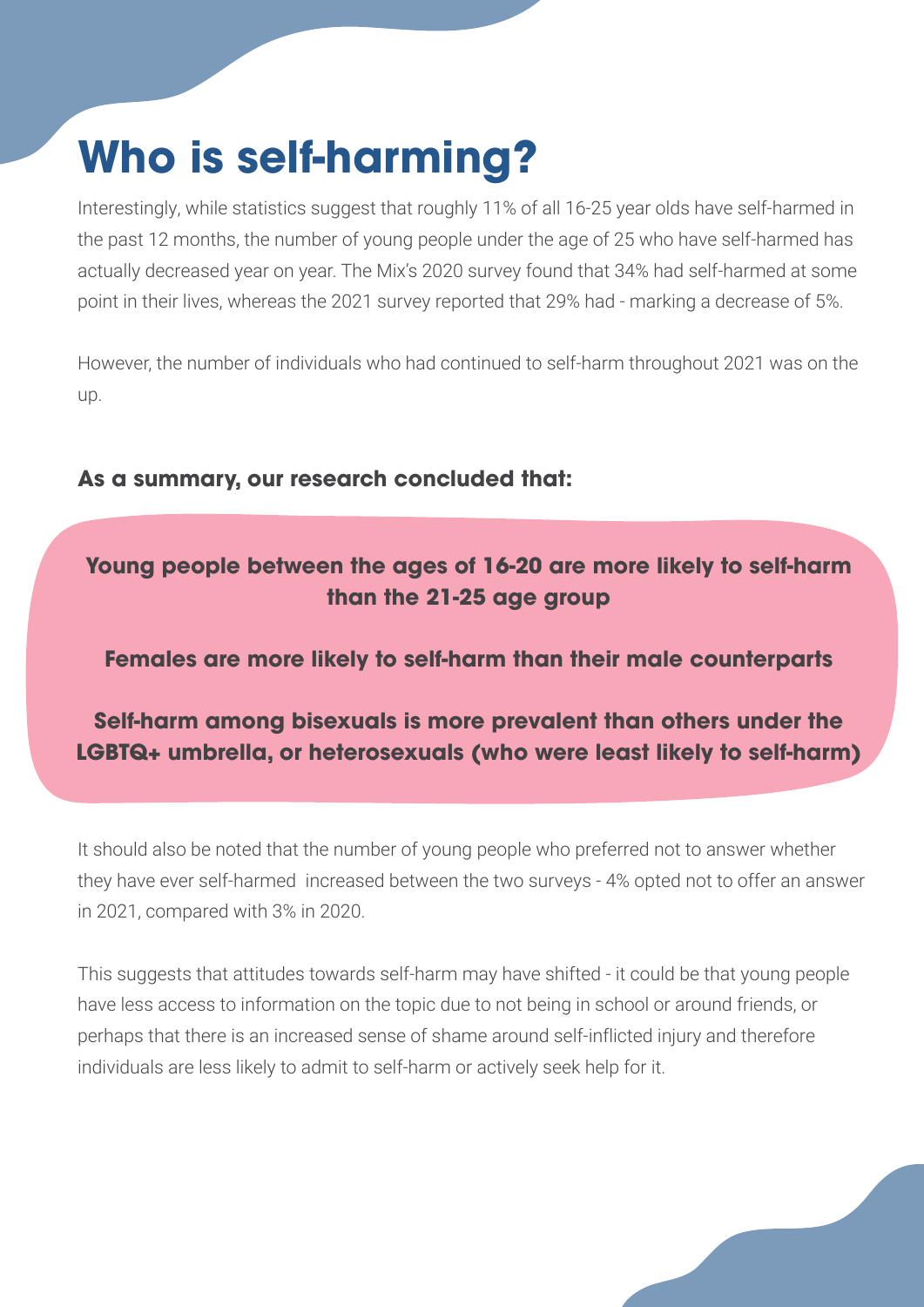# Who is self-harming?

Interestingly, while statistics suggest that roughly 11% of all 16-25 year olds have self-harmed in the past 12 months, the number of young people under the age of 25 who have self-harmed has actually decreased year on year. The Mix's 2020 survey found that 34% had self-harmed at some point in their lives, whereas the 2021 survey reported that 29% had - marking a decrease of 5%.

However, the number of individuals who had continued to self-harm throughout 2021 was on the up.

**As a summary, our research concluded that:**

**Young people between the ages of 16-20 are more likely to self-harm than the 21-25 age group**

**Females are more likely to self-harm than their male counterparts**

**Self-harm among bisexuals is more prevalent than others under the LGBTQ+ umbrella, or heterosexuals (who were least likely to self-harm)**

It should also be noted that the number of young people who preferred not to answer whether they have ever self-harmed increased between the two surveys - 4% opted not to offer an answer in 2021, compared with 3% in 2020.

This suggests that attitudes towards self-harm may have shifted - it could be that young people have less access to information on the topic due to not being in school or around friends, or perhaps that there is an increased sense of shame around self-inflicted injury and therefore individuals are less likely to admit to self-harm or actively seek help for it.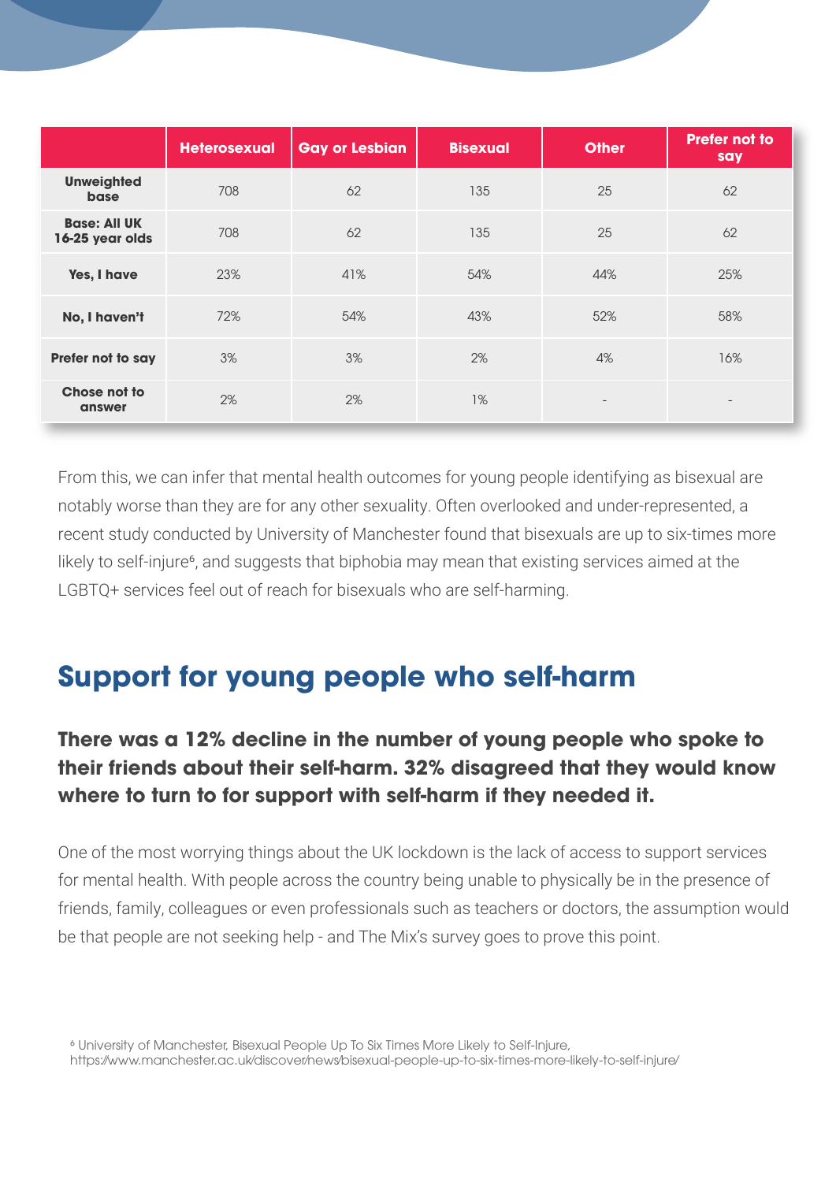| | Heterosexual | Gay or Lesbian | Bisexual | Other | Prefer not to say |
|---|---|---|---|---|---|
| **Unweighted base** | 708 | 62 | 135 | 25 | 62 |
| **Base: All UK 16-25 year olds** | 708 | 62 | 135 | 25 | 62 |
| **Yes, I have** | 23% | 41% | 54% | 44% | 25% |
| **No, I haven't** | 72% | 54% | 43% | 52% | 58% |
| **Prefer not to say** | 3% | 3% | 2% | 4% | 16% |
| **Chose not to answer** | 2% | 2% | 1% | - | - |

From this, we can infer that mental health outcomes for young people identifying as bisexual are notably worse than they are for any other sexuality. Often overlooked and under-represented, a recent study conducted by University of Manchester found that bisexuals are up to six-times more likely to self-injure[6], and suggests that biphobia may mean that existing services aimed at the LGBTQ+ services feel out of reach for bisexuals who are self-harming.

## Support for young people who self-harm

### There was a 12% decline in the number of young people who spoke to their friends about their self-harm. 32% disagreed that they would know where to turn to for support with self-harm if they needed it.

One of the most worrying things about the UK lockdown is the lack of access to support services for mental health. With people across the country being unable to physically be in the presence of friends, family, colleagues or even professionals such as teachers or doctors, the assumption would be that people are not seeking help - and The Mix's survey goes to prove this point.

[6] University of Manchester, Bisexual People Up To Six Times More Likely to Self-Injure, https://www.manchester.ac.uk/discover/news/bisexual-people-up-to-six-times-more-likely-to-self-injure/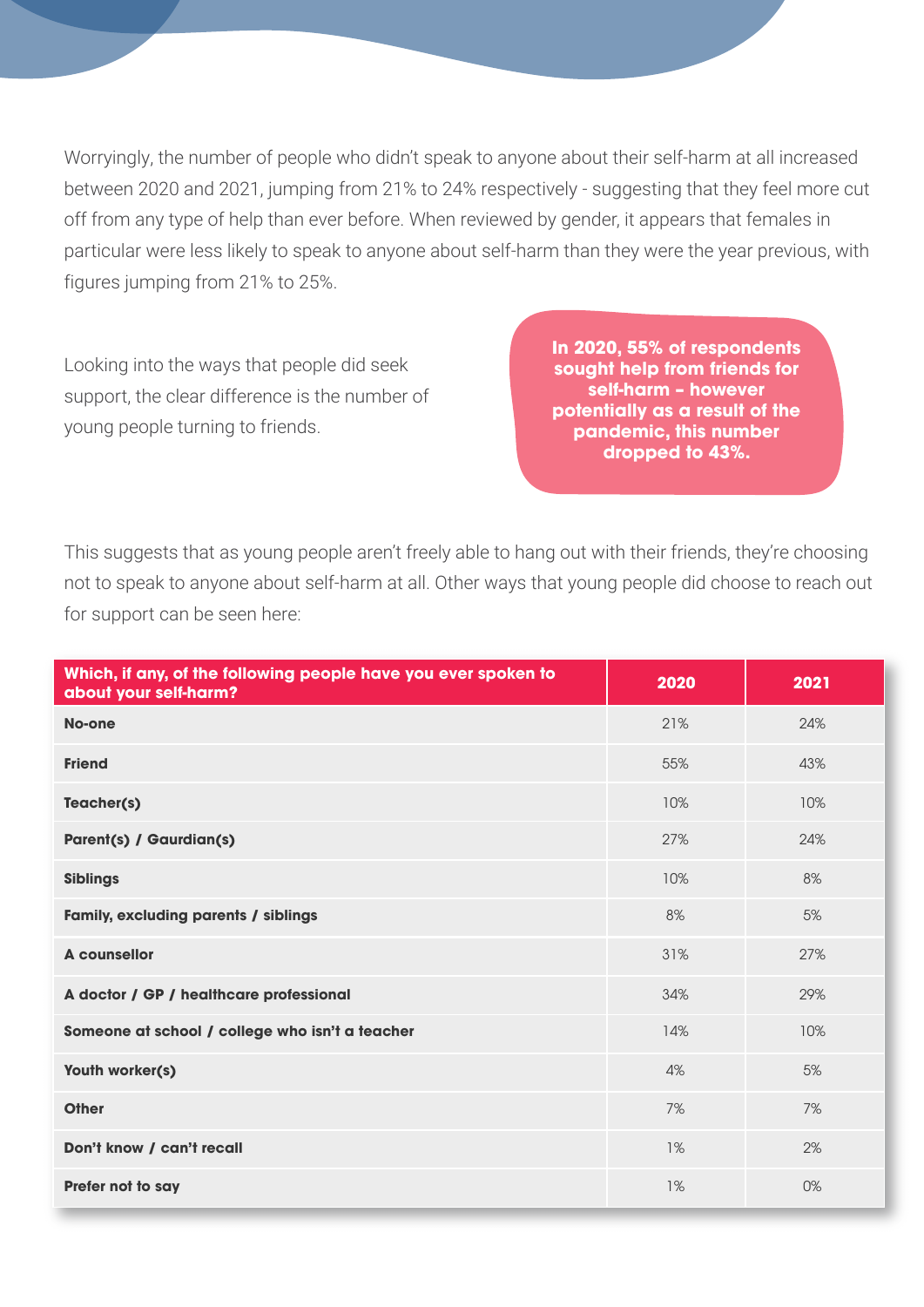Worryingly, the number of people who didn't speak to anyone about their self-harm at all increased between 2020 and 2021, jumping from 21% to 24% respectively - suggesting that they feel more cut off from any type of help than ever before. When reviewed by gender, it appears that females in particular were less likely to speak to anyone about self-harm than they were the year previous, with figures jumping from 21% to 25%.

Looking into the ways that people did seek support, the clear difference is the number of young people turning to friends.

**In 2020, 55% of respondents sought help from friends for self-harm - however potentially as a result of the pandemic, this number dropped to 43%.**

This suggests that as young people aren't freely able to hang out with their friends, they're choosing not to speak to anyone about self-harm at all. Other ways that young people did choose to reach out for support can be seen here:

| Which, if any, of the following people have you ever spoken to about your self-harm? | 2020 | 2021 |
|---|---|---|
| No-one | 21% | 24% |
| Friend | 55% | 43% |
| Teacher(s) | 10% | 10% |
| Parent(s) / Gaurdian(s) | 27% | 24% |
| Siblings | 10% | 8% |
| Family, excluding parents / siblings | 8% | 5% |
| A counsellor | 31% | 27% |
| A doctor / GP / healthcare professional | 34% | 29% |
| Someone at school / college who isn't a teacher | 14% | 10% |
| Youth worker(s) | 4% | 5% |
| Other | 7% | 7% |
| Don't know / can't recall | 1% | 2% |
| Prefer not to say | 1% | 0% |